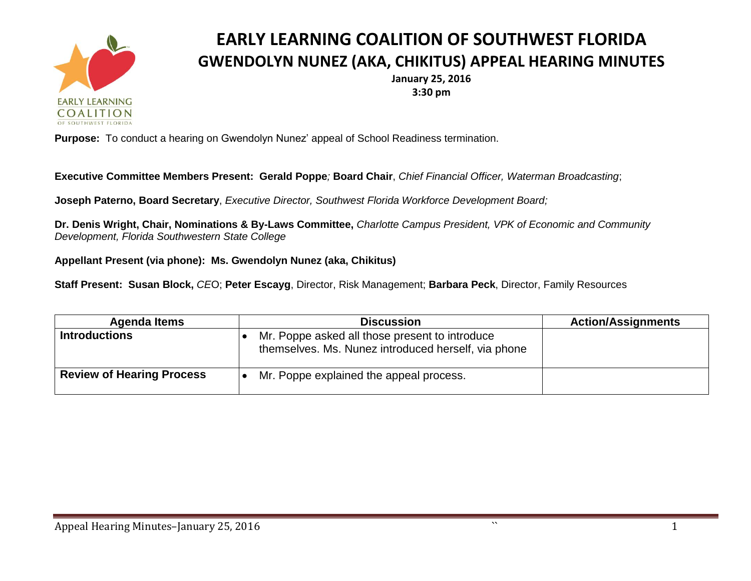# EARLY LEARNING COALITION OF SOUTHWEST FLORIDA

## GWENDOLYN NUNEZ (AKA, CHIKITUS) APPEAL HEARING MINUTES

**January 25, 2016**
**3:30 pm**

**Purpose:** To conduct a hearing on Gwendolyn Nunez' appeal of School Readiness termination.

**Executive Committee Members Present: Gerald Poppe***;* **Board Chair**, *Chief Financial Officer, Waterman Broadcasting*;

**Joseph Paterno, Board Secretary**, *Executive Director, Southwest Florida Workforce Development Board;*

**Dr. Denis Wright, Chair, Nominations & By-Laws Committee,** *Charlotte Campus President, VPK of Economic and Community Development, Florida Southwestern State College*

**Appellant Present (via phone): Ms. Gwendolyn Nunez (aka, Chikitus)**

**Staff Present: Susan Block,** *CE*O; **Peter Escayg**, Director, Risk Management; **Barbara Peck**, Director, Family Resources

| Agenda Items | Discussion | Action/Assignments |
| --- | --- | --- |
| **Introductions** | • Mr. Poppe asked all those present to introduce themselves. Ms. Nunez introduced herself, via phone | |
| **Review of Hearing Process** | • Mr. Poppe explained the appeal process. | |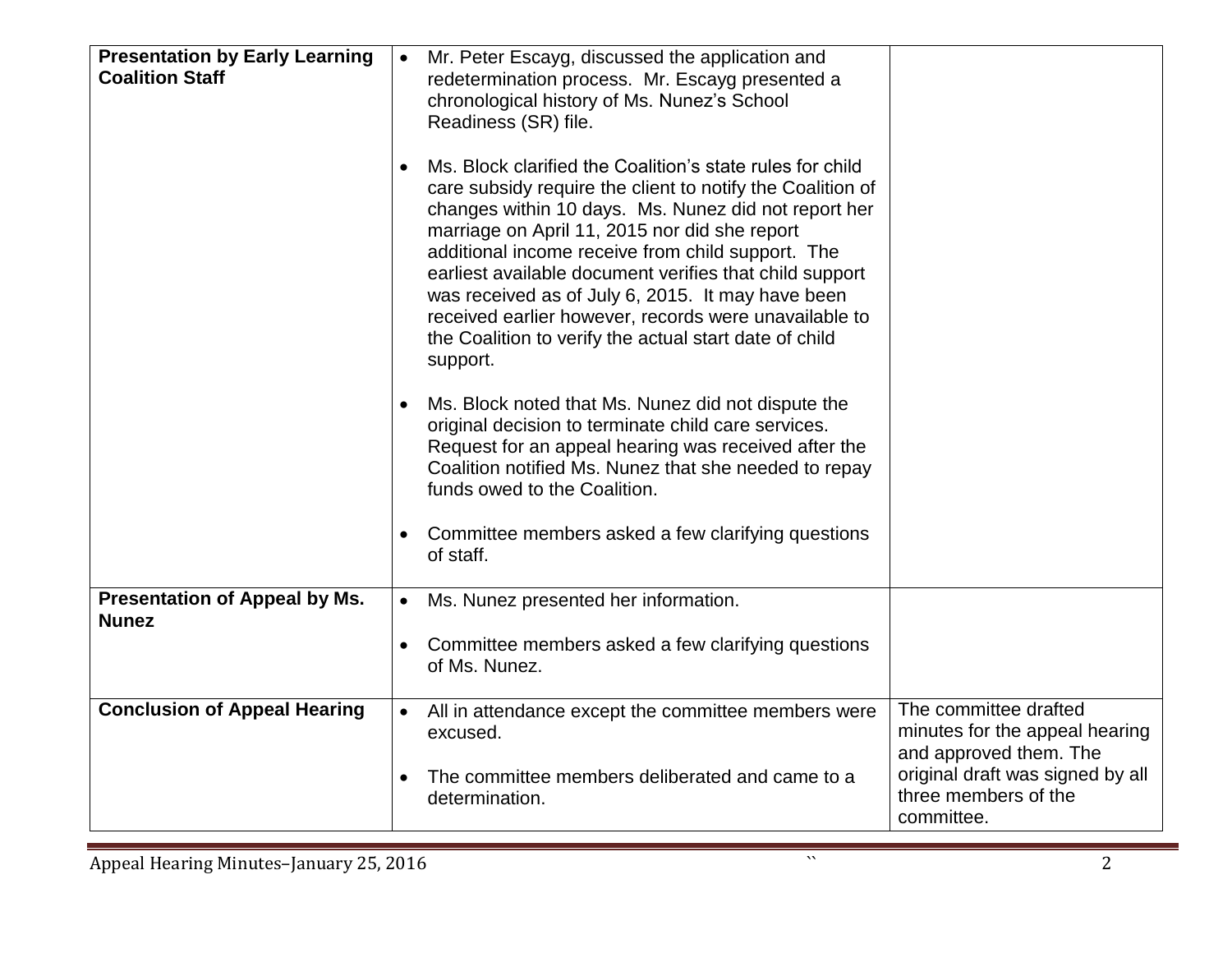| | | |
|---|---|---|
| **Presentation by Early Learning Coalition Staff** | • Mr. Peter Escayg, discussed the application and redetermination process. Mr. Escayg presented a chronological history of Ms. Nunez's School Readiness (SR) file.<br><br>• Ms. Block clarified the Coalition's state rules for child care subsidy require the client to notify the Coalition of changes within 10 days. Ms. Nunez did not report her marriage on April 11, 2015 nor did she report additional income receive from child support. The earliest available document verifies that child support was received as of July 6, 2015. It may have been received earlier however, records were unavailable to the Coalition to verify the actual start date of child support.<br><br>• Ms. Block noted that Ms. Nunez did not dispute the original decision to terminate child care services. Request for an appeal hearing was received after the Coalition notified Ms. Nunez that she needed to repay funds owed to the Coalition.<br><br>• Committee members asked a few clarifying questions of staff. | |
| **Presentation of Appeal by Ms. Nunez** | • Ms. Nunez presented her information.<br><br>• Committee members asked a few clarifying questions of Ms. Nunez. | |
| **Conclusion of Appeal Hearing** | • All in attendance except the committee members were excused.<br><br>• The committee members deliberated and came to a determination. | The committee drafted minutes for the appeal hearing and approved them. The original draft was signed by all three members of the committee. |

Appeal Hearing Minutes–January 25, 2016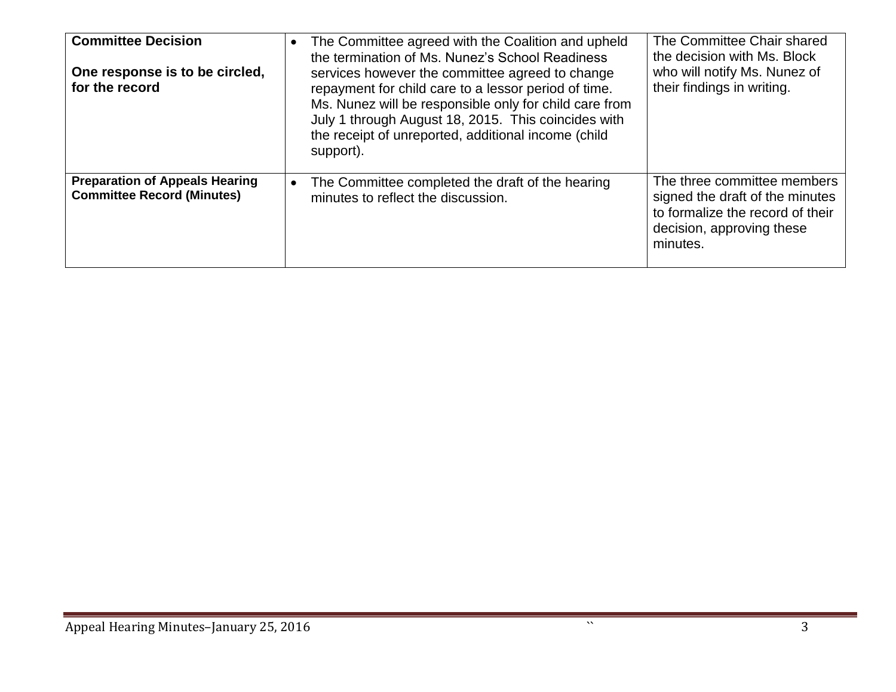| | | |
|---|---|---|
| **Committee Decision**<br><br>**One response is to be circled, for the record** | • The Committee agreed with the Coalition and upheld the termination of Ms. Nunez's School Readiness services however the committee agreed to change repayment for child care to a lessor period of time. Ms. Nunez will be responsible only for child care from July 1 through August 18, 2015. This coincides with the receipt of unreported, additional income (child support). | The Committee Chair shared the decision with Ms. Block who will notify Ms. Nunez of their findings in writing. |
| **Preparation of Appeals Hearing Committee Record (Minutes)** | • The Committee completed the draft of the hearing minutes to reflect the discussion. | The three committee members signed the draft of the minutes to formalize the record of their decision, approving these minutes. |